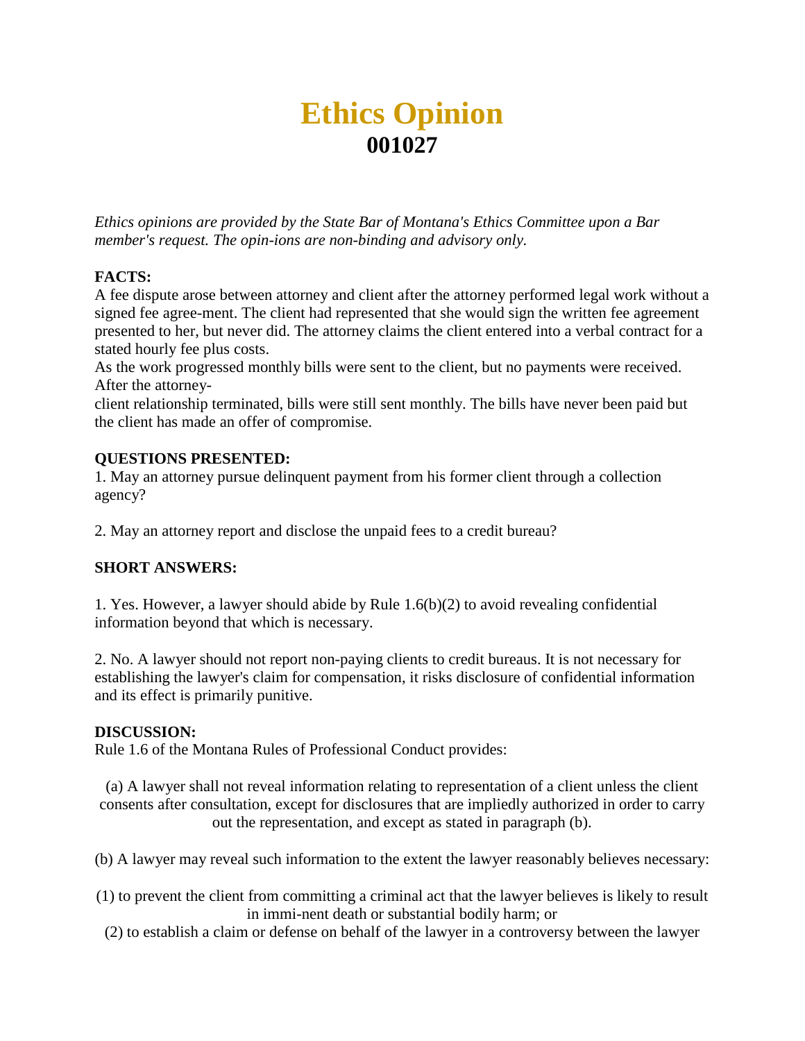# Ethics Opinion
## 001027

*Ethics opinions are provided by the State Bar of Montana's Ethics Committee upon a Bar member's request. The opin-ions are non-binding and advisory only.*

**FACTS:**
A fee dispute arose between attorney and client after the attorney performed legal work without a signed fee agree-ment. The client had represented that she would sign the written fee agreement presented to her, but never did. The attorney claims the client entered into a verbal contract for a stated hourly fee plus costs.
As the work progressed monthly bills were sent to the client, but no payments were received. After the attorney-
client relationship terminated, bills were still sent monthly. The bills have never been paid but the client has made an offer of compromise.

**QUESTIONS PRESENTED:**
1. May an attorney pursue delinquent payment from his former client through a collection agency?

2. May an attorney report and disclose the unpaid fees to a credit bureau?

**SHORT ANSWERS:**

1. Yes. However, a lawyer should abide by Rule 1.6(b)(2) to avoid revealing confidential information beyond that which is necessary.

2. No. A lawyer should not report non-paying clients to credit bureaus. It is not necessary for establishing the lawyer's claim for compensation, it risks disclosure of confidential information and its effect is primarily punitive.

**DISCUSSION:**
Rule 1.6 of the Montana Rules of Professional Conduct provides:

(a) A lawyer shall not reveal information relating to representation of a client unless the client consents after consultation, except for disclosures that are impliedly authorized in order to carry out the representation, and except as stated in paragraph (b).

(b) A lawyer may reveal such information to the extent the lawyer reasonably believes necessary:

(1) to prevent the client from committing a criminal act that the lawyer believes is likely to result in immi-nent death or substantial bodily harm; or
(2) to establish a claim or defense on behalf of the lawyer in a controversy between the lawyer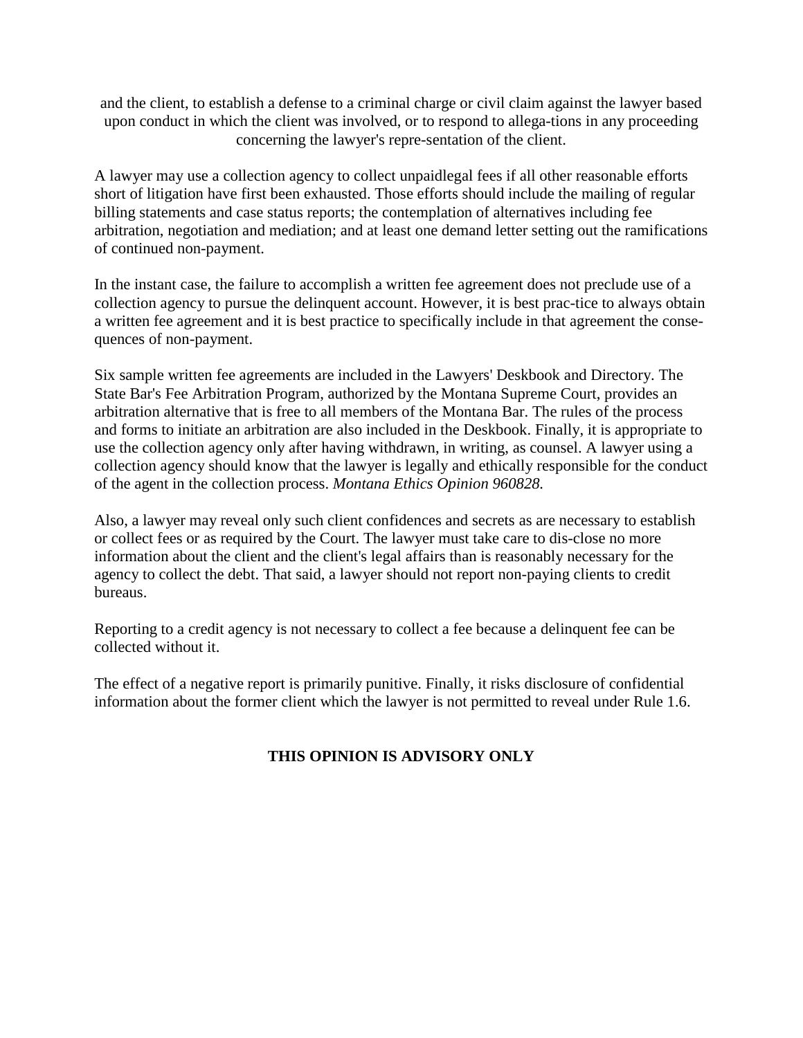and the client, to establish a defense to a criminal charge or civil claim against the lawyer based upon conduct in which the client was involved, or to respond to allega-tions in any proceeding concerning the lawyer's repre-sentation of the client.

A lawyer may use a collection agency to collect unpaidlegal fees if all other reasonable efforts short of litigation have first been exhausted. Those efforts should include the mailing of regular billing statements and case status reports; the contemplation of alternatives including fee arbitration, negotiation and mediation; and at least one demand letter setting out the ramifications of continued non-payment.

In the instant case, the failure to accomplish a written fee agreement does not preclude use of a collection agency to pursue the delinquent account. However, it is best prac-tice to always obtain a written fee agreement and it is best practice to specifically include in that agreement the conse-quences of non-payment.

Six sample written fee agreements are included in the Lawyers' Deskbook and Directory. The State Bar's Fee Arbitration Program, authorized by the Montana Supreme Court, provides an arbitration alternative that is free to all members of the Montana Bar. The rules of the process and forms to initiate an arbitration are also included in the Deskbook. Finally, it is appropriate to use the collection agency only after having withdrawn, in writing, as counsel. A lawyer using a collection agency should know that the lawyer is legally and ethically responsible for the conduct of the agent in the collection process. *Montana Ethics Opinion 960828.*

Also, a lawyer may reveal only such client confidences and secrets as are necessary to establish or collect fees or as required by the Court. The lawyer must take care to dis-close no more information about the client and the client's legal affairs than is reasonably necessary for the agency to collect the debt. That said, a lawyer should not report non-paying clients to credit bureaus.

Reporting to a credit agency is not necessary to collect a fee because a delinquent fee can be collected without it.

The effect of a negative report is primarily punitive. Finally, it risks disclosure of confidential information about the former client which the lawyer is not permitted to reveal under Rule 1.6.

**THIS OPINION IS ADVISORY ONLY**